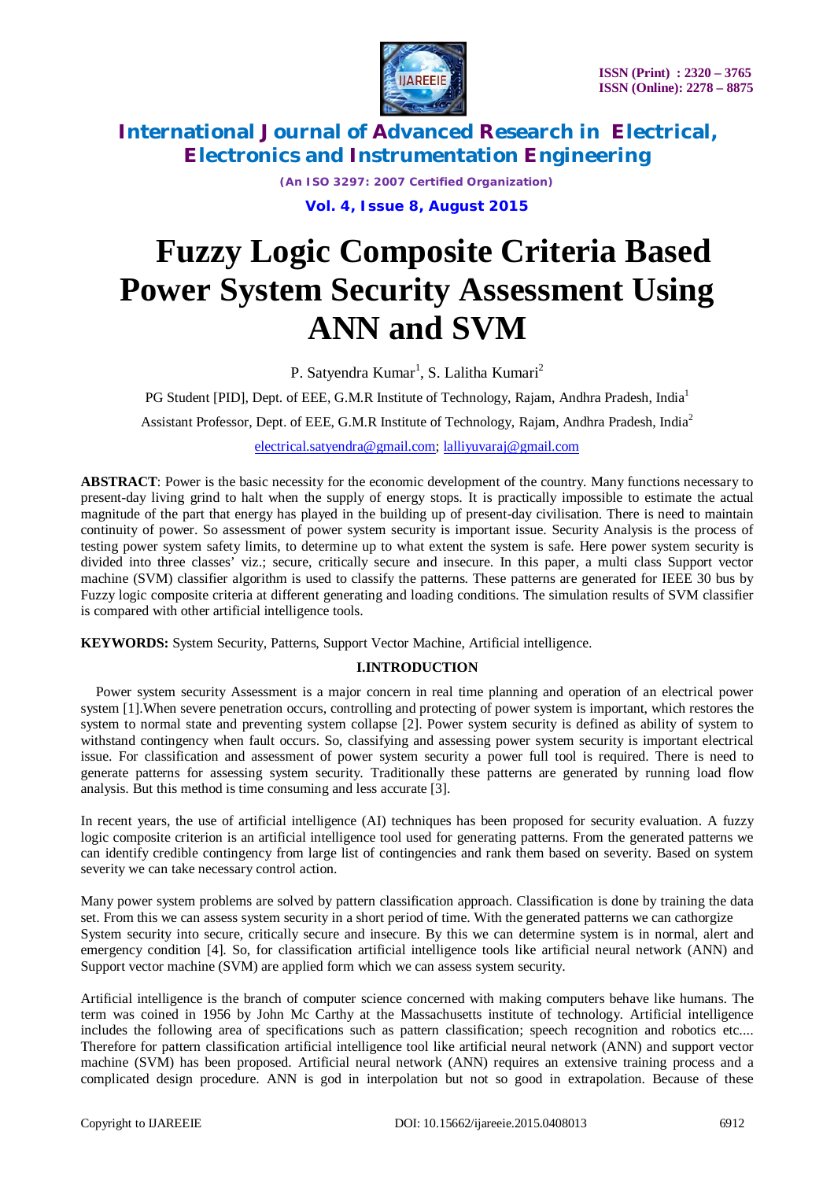# Fuzzy Logic Composite Criteria Based Power System Security Assessment Using ANN and SVM

P. Satyendra Kumar[1], S. Lalitha Kumari[2]

PG Student [PID], Dept. of EEE, G.M.R Institute of Technology, Rajam, Andhra Pradesh, India[1]

Assistant Professor, Dept. of EEE, G.M.R Institute of Technology, Rajam, Andhra Pradesh, India[2]

electrical.satyendra@gmail.com; lalliyuvaraj@gmail.com

**ABSTRACT**: Power is the basic necessity for the economic development of the country. Many functions necessary to present-day living grind to halt when the supply of energy stops. It is practically impossible to estimate the actual magnitude of the part that energy has played in the building up of present-day civilisation. There is need to maintain continuity of power. So assessment of power system security is important issue. Security Analysis is the process of testing power system safety limits, to determine up to what extent the system is safe. Here power system security is divided into three classes' viz.; secure, critically secure and insecure. In this paper, a multi class Support vector machine (SVM) classifier algorithm is used to classify the patterns. These patterns are generated for IEEE 30 bus by Fuzzy logic composite criteria at different generating and loading conditions. The simulation results of SVM classifier is compared with other artificial intelligence tools.

**KEYWORDS:** System Security, Patterns, Support Vector Machine, Artificial intelligence.

## I.INTRODUCTION

Power system security Assessment is a major concern in real time planning and operation of an electrical power system [1].When severe penetration occurs, controlling and protecting of power system is important, which restores the system to normal state and preventing system collapse [2]. Power system security is defined as ability of system to withstand contingency when fault occurs. So, classifying and assessing power system security is important electrical issue. For classification and assessment of power system security a power full tool is required. There is need to generate patterns for assessing system security. Traditionally these patterns are generated by running load flow analysis. But this method is time consuming and less accurate [3].

In recent years, the use of artificial intelligence (AI) techniques has been proposed for security evaluation. A fuzzy logic composite criterion is an artificial intelligence tool used for generating patterns. From the generated patterns we can identify credible contingency from large list of contingencies and rank them based on severity. Based on system severity we can take necessary control action.

Many power system problems are solved by pattern classification approach. Classification is done by training the data set. From this we can assess system security in a short period of time. With the generated patterns we can cathorgize System security into secure, critically secure and insecure. By this we can determine system is in normal, alert and emergency condition [4]. So, for classification artificial intelligence tools like artificial neural network (ANN) and Support vector machine (SVM) are applied form which we can assess system security.

Artificial intelligence is the branch of computer science concerned with making computers behave like humans. The term was coined in 1956 by John Mc Carthy at the Massachusetts institute of technology. Artificial intelligence includes the following area of specifications such as pattern classification; speech recognition and robotics etc.... Therefore for pattern classification artificial intelligence tool like artificial neural network (ANN) and support vector machine (SVM) has been proposed. Artificial neural network (ANN) requires an extensive training process and a complicated design procedure. ANN is god in interpolation but not so good in extrapolation. Because of these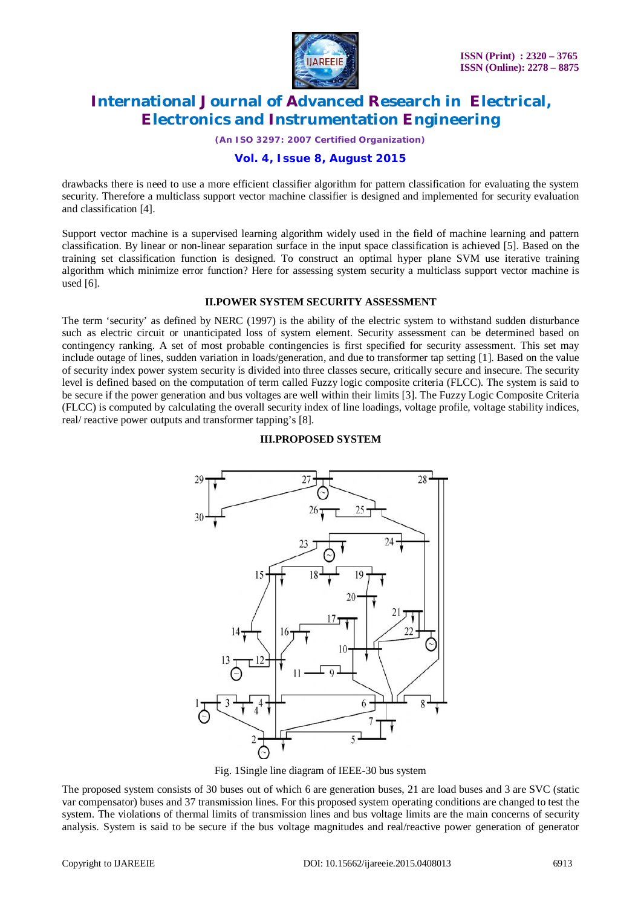drawbacks there is need to use a more efficient classifier algorithm for pattern classification for evaluating the system security. Therefore a multiclass support vector machine classifier is designed and implemented for security evaluation and classification [4].

Support vector machine is a supervised learning algorithm widely used in the field of machine learning and pattern classification. By linear or non-linear separation surface in the input space classification is achieved [5]. Based on the training set classification function is designed. To construct an optimal hyper plane SVM use iterative training algorithm which minimize error function? Here for assessing system security a multiclass support vector machine is used [6].

## II.POWER SYSTEM SECURITY ASSESSMENT

The term 'security' as defined by NERC (1997) is the ability of the electric system to withstand sudden disturbance such as electric circuit or unanticipated loss of system element. Security assessment can be determined based on contingency ranking. A set of most probable contingencies is first specified for security assessment. This set may include outage of lines, sudden variation in loads/generation, and due to transformer tap setting [1]. Based on the value of security index power system security is divided into three classes secure, critically secure and insecure. The security level is defined based on the computation of term called Fuzzy logic composite criteria (FLCC). The system is said to be secure if the power generation and bus voltages are well within their limits [3]. The Fuzzy Logic Composite Criteria (FLCC) is computed by calculating the overall security index of line loadings, voltage profile, voltage stability indices, real/ reactive power outputs and transformer tapping's [8].

## III.PROPOSED SYSTEM

Fig. 1Single line diagram of IEEE-30 bus system

The proposed system consists of 30 buses out of which 6 are generation buses, 21 are load buses and 3 are SVC (static var compensator) buses and 37 transmission lines. For this proposed system operating conditions are changed to test the system. The violations of thermal limits of transmission lines and bus voltage limits are the main concerns of security analysis. System is said to be secure if the bus voltage magnitudes and real/reactive power generation of generator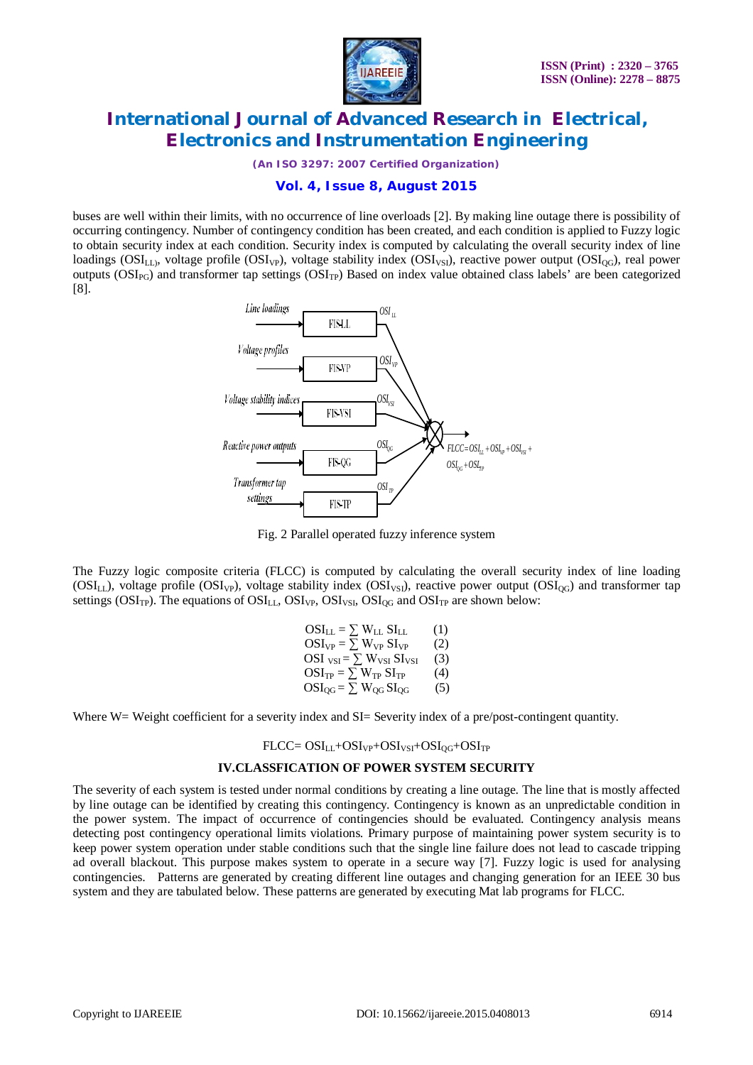buses are well within their limits, with no occurrence of line overloads [2]. By making line outage there is possibility of occurring contingency. Number of contingency condition has been created, and each condition is applied to Fuzzy logic to obtain security index at each condition. Security index is computed by calculating the overall security index of line loadings ($OSI_{LL}$), voltage profile ($OSI_{VP}$), voltage stability index ($OSI_{VSI}$), reactive power output ($OSI_{QG}$), real power outputs ($OSI_{PG}$) and transformer tap settings ($OSI_{TP}$) Based on index value obtained class labels' are been categorized [8].

Fig. 2 Parallel operated fuzzy inference system

The Fuzzy logic composite criteria (FLCC) is computed by calculating the overall security index of line loading ($OSI_{LL}$), voltage profile ($OSI_{VP}$), voltage stability index ($OSI_{VSI}$), reactive power output ($OSI_{QG}$) and transformer tap settings ($OSI_{TP}$). The equations of $OSI_{LL}$, $OSI_{VP}$, $OSI_{VSI}$, $OSI_{QG}$ and $OSI_{TP}$ are shown below:

$$OSI_{LL} = \sum W_{LL}\, SI_{LL} \qquad (1)$$
$$OSI_{VP} = \sum W_{VP}\, SI_{VP} \qquad (2)$$
$$OSI_{VSI} = \sum W_{VSI}\, SI_{VSI} \qquad (3)$$
$$OSI_{TP} = \sum W_{TP}\, SI_{TP} \qquad (4)$$
$$OSI_{QG} = \sum W_{QG}\, SI_{QG} \qquad (5)$$

Where W= Weight coefficient for a severity index and SI= Severity index of a pre/post-contingent quantity.

$$FLCC = OSI_{LL} + OSI_{VP} + OSI_{VSI} + OSI_{QG} + OSI_{TP}$$

## IV.CLASSFICATION OF POWER SYSTEM SECURITY

The severity of each system is tested under normal conditions by creating a line outage. The line that is mostly affected by line outage can be identified by creating this contingency. Contingency is known as an unpredictable condition in the power system. The impact of occurrence of contingencies should be evaluated. Contingency analysis means detecting post contingency operational limits violations. Primary purpose of maintaining power system security is to keep power system operation under stable conditions such that the single line failure does not lead to cascade tripping ad overall blackout. This purpose makes system to operate in a secure way [7]. Fuzzy logic is used for analysing contingencies. Patterns are generated by creating different line outages and changing generation for an IEEE 30 bus system and they are tabulated below. These patterns are generated by executing Mat lab programs for FLCC.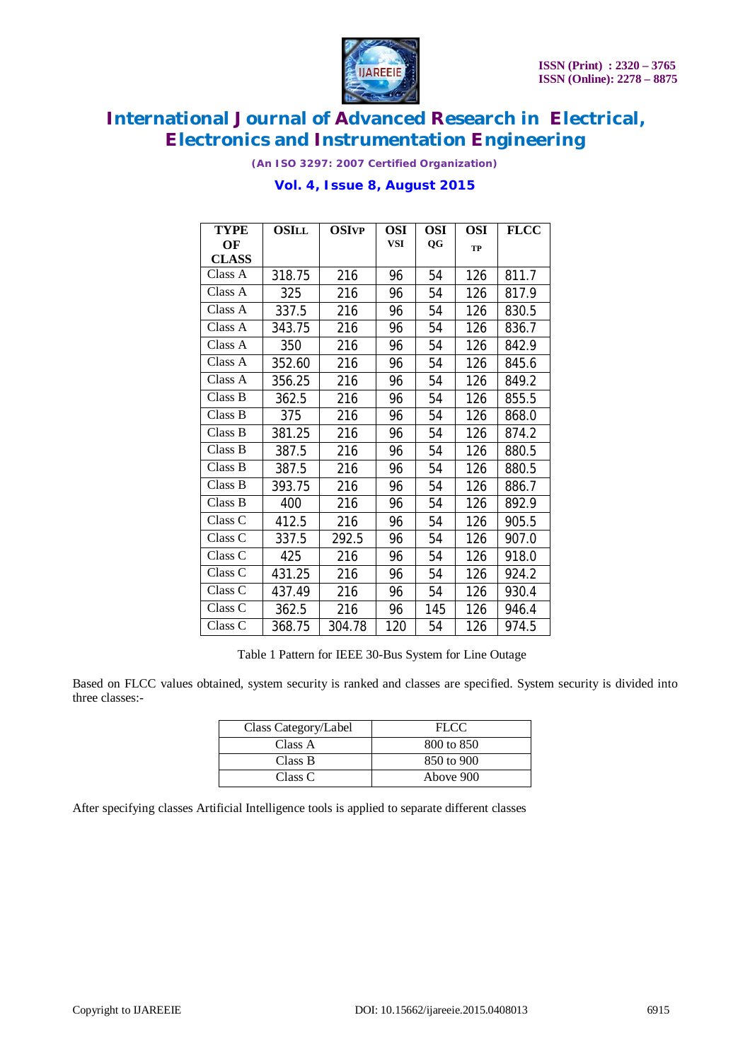| TYPE OF CLASS | $OSI_{LL}$ | $OSI_{VP}$ | OSI VSI | OSI QG | OSI TP | FLCC |
|---|---|---|---|---|---|---|
| Class A | 318.75 | 216 | 96 | 54 | 126 | 811.7 |
| Class A | 325 | 216 | 96 | 54 | 126 | 817.9 |
| Class A | 337.5 | 216 | 96 | 54 | 126 | 830.5 |
| Class A | 343.75 | 216 | 96 | 54 | 126 | 836.7 |
| Class A | 350 | 216 | 96 | 54 | 126 | 842.9 |
| Class A | 352.60 | 216 | 96 | 54 | 126 | 845.6 |
| Class A | 356.25 | 216 | 96 | 54 | 126 | 849.2 |
| Class B | 362.5 | 216 | 96 | 54 | 126 | 855.5 |
| Class B | 375 | 216 | 96 | 54 | 126 | 868.0 |
| Class B | 381.25 | 216 | 96 | 54 | 126 | 874.2 |
| Class B | 387.5 | 216 | 96 | 54 | 126 | 880.5 |
| Class B | 387.5 | 216 | 96 | 54 | 126 | 880.5 |
| Class B | 393.75 | 216 | 96 | 54 | 126 | 886.7 |
| Class B | 400 | 216 | 96 | 54 | 126 | 892.9 |
| Class C | 412.5 | 216 | 96 | 54 | 126 | 905.5 |
| Class C | 337.5 | 292.5 | 96 | 54 | 126 | 907.0 |
| Class C | 425 | 216 | 96 | 54 | 126 | 918.0 |
| Class C | 431.25 | 216 | 96 | 54 | 126 | 924.2 |
| Class C | 437.49 | 216 | 96 | 54 | 126 | 930.4 |
| Class C | 362.5 | 216 | 96 | 145 | 126 | 946.4 |
| Class C | 368.75 | 304.78 | 120 | 54 | 126 | 974.5 |

Table 1 Pattern for IEEE 30-Bus System for Line Outage

Based on FLCC values obtained, system security is ranked and classes are specified. System security is divided into three classes:-

| Class Category/Label | FLCC |
|---|---|
| Class A | 800 to 850 |
| Class B | 850 to 900 |
| Class C | Above 900 |

After specifying classes Artificial Intelligence tools is applied to separate different classes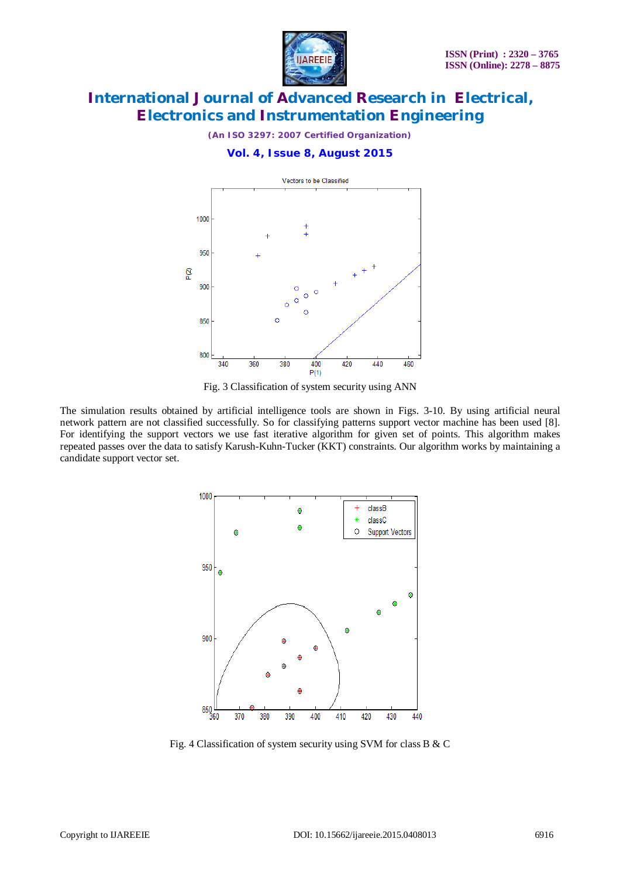Fig. 3 Classification of system security using ANN

The simulation results obtained by artificial intelligence tools are shown in Figs. 3-10. By using artificial neural network pattern are not classified successfully. So for classifying patterns support vector machine has been used [8]. For identifying the support vectors we use fast iterative algorithm for given set of points. This algorithm makes repeated passes over the data to satisfy Karush-Kuhn-Tucker (KKT) constraints. Our algorithm works by maintaining a candidate support vector set.

Fig. 4 Classification of system security using SVM for class B & C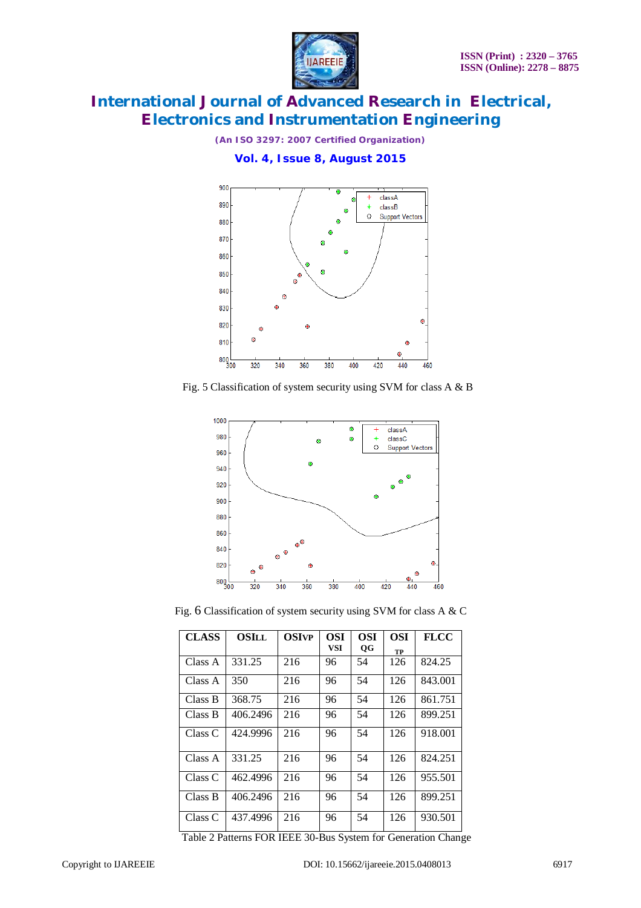Fig. 5 Classification of system security using SVM for class A & B

Fig. 6 Classification of system security using SVM for class A & C

| CLASS | OSILL | OSIVP | OSI VSI | OSI QG | OSI TP | FLCC |
|---|---|---|---|---|---|---|
| Class A | 331.25 | 216 | 96 | 54 | 126 | 824.25 |
| Class A | 350 | 216 | 96 | 54 | 126 | 843.001 |
| Class B | 368.75 | 216 | 96 | 54 | 126 | 861.751 |
| Class B | 406.2496 | 216 | 96 | 54 | 126 | 899.251 |
| Class C | 424.9996 | 216 | 96 | 54 | 126 | 918.001 |
| Class A | 331.25 | 216 | 96 | 54 | 126 | 824.251 |
| Class C | 462.4996 | 216 | 96 | 54 | 126 | 955.501 |
| Class B | 406.2496 | 216 | 96 | 54 | 126 | 899.251 |
| Class C | 437.4996 | 216 | 96 | 54 | 126 | 930.501 |

Table 2 Patterns FOR IEEE 30-Bus System for Generation Change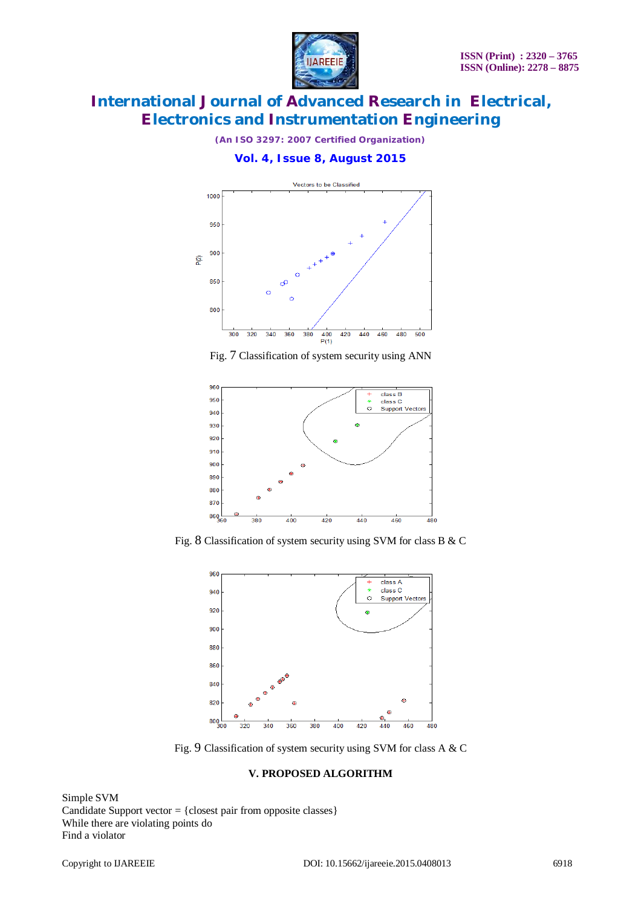Fig. 7 Classification of system security using ANN

Fig. 8 Classification of system security using SVM for class B & C

Fig. 9 Classification of system security using SVM for class A & C

### V. PROPOSED ALGORITHM

Simple SVM
Candidate Support vector = {closest pair from opposite classes}
While there are violating points do
Find a violator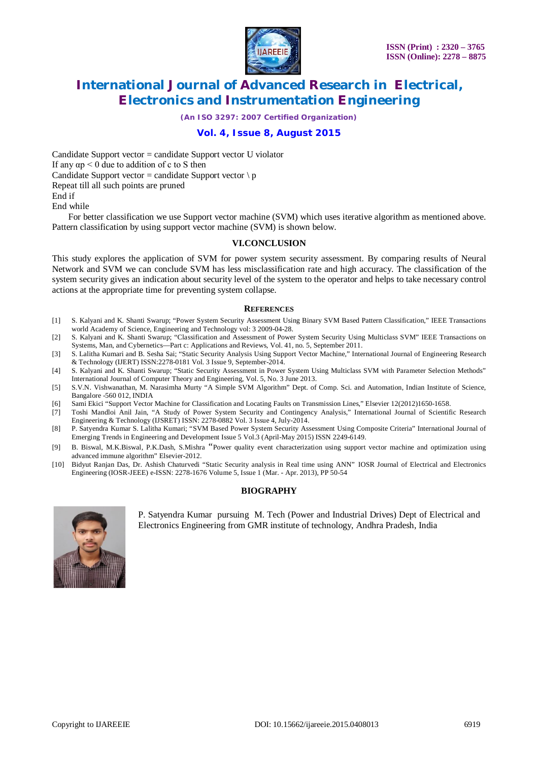Candidate Support vector = candidate Support vector U violator
If any $\alpha p < 0$ due to addition of c to S then
Candidate Support vector = candidate Support vector \ p
Repeat till all such points are pruned
End if
End while

For better classification we use Support vector machine (SVM) which uses iterative algorithm as mentioned above. Pattern classification by using support vector machine (SVM) is shown below.

## VI.CONCLUSION

This study explores the application of SVM for power system security assessment. By comparing results of Neural Network and SVM we can conclude SVM has less misclassification rate and high accuracy. The classification of the system security gives an indication about security level of the system to the operator and helps to take necessary control actions at the appropriate time for preventing system collapse.

## REFERENCES

[1] S. Kalyani and K. Shanti Swarup; "Power System Security Assessment Using Binary SVM Based Pattern Classification," IEEE Transactions world Academy of Science, Engineering and Technology vol: 3 2009-04-28.

[2] S. Kalyani and K. Shanti Swarup; "Classification and Assessment of Power System Security Using Multiclass SVM" IEEE Transactions on Systems, Man, and Cybernetics—Part c: Applications and Reviews, Vol. 41, no. 5, September 2011.

[3] S. Lalitha Kumari and B. Sesha Sai; "Static Security Analysis Using Support Vector Machine," International Journal of Engineering Research & Technology (IJERT) ISSN:2278-0181 Vol. 3 Issue 9, September-2014.

[4] S. Kalyani and K. Shanti Swarup; "Static Security Assessment in Power System Using Multiclass SVM with Parameter Selection Methods" International Journal of Computer Theory and Engineering, Vol. 5, No. 3 June 2013.

[5] S.V.N. Vishwanathan, M. Narasimha Murty "A Simple SVM Algorithm" Dept. of Comp. Sci. and Automation, Indian Institute of Science, Bangalore -560 012, INDIA

[6] Sami Ekici "Support Vector Machine for Classification and Locating Faults on Transmission Lines," Elsevier 12(2012)1650-1658.

[7] Toshi Mandloi Anil Jain, "A Study of Power System Security and Contingency Analysis," International Journal of Scientific Research Engineering & Technology (IJSRET) ISSN: 2278-0882 Vol. 3 Issue 4, July-2014.

[8] P. Satyendra Kumar S. Lalitha Kumari; "SVM Based Power System Security Assessment Using Composite Criteria" International Journal of Emerging Trends in Engineering and Development Issue 5 Vol.3 (April-May 2015) ISSN 2249-6149.

[9] B. Biswal, M.K.Biswal, P.K.Dash, S.Mishra "Power quality event characterization using support vector machine and optimization using advanced immune algorithm" Elsevier-2012.

[10] Bidyut Ranjan Das, Dr. Ashish Chaturvedi "Static Security analysis in Real time using ANN" IOSR Journal of Electrical and Electronics Engineering (IOSR-JEEE) e-ISSN: 2278-1676 Volume 5, Issue 1 (Mar. - Apr. 2013), PP 50-54

## BIOGRAPHY

P. Satyendra Kumar pursuing M. Tech (Power and Industrial Drives) Dept of Electrical and Electronics Engineering from GMR institute of technology, Andhra Pradesh, India